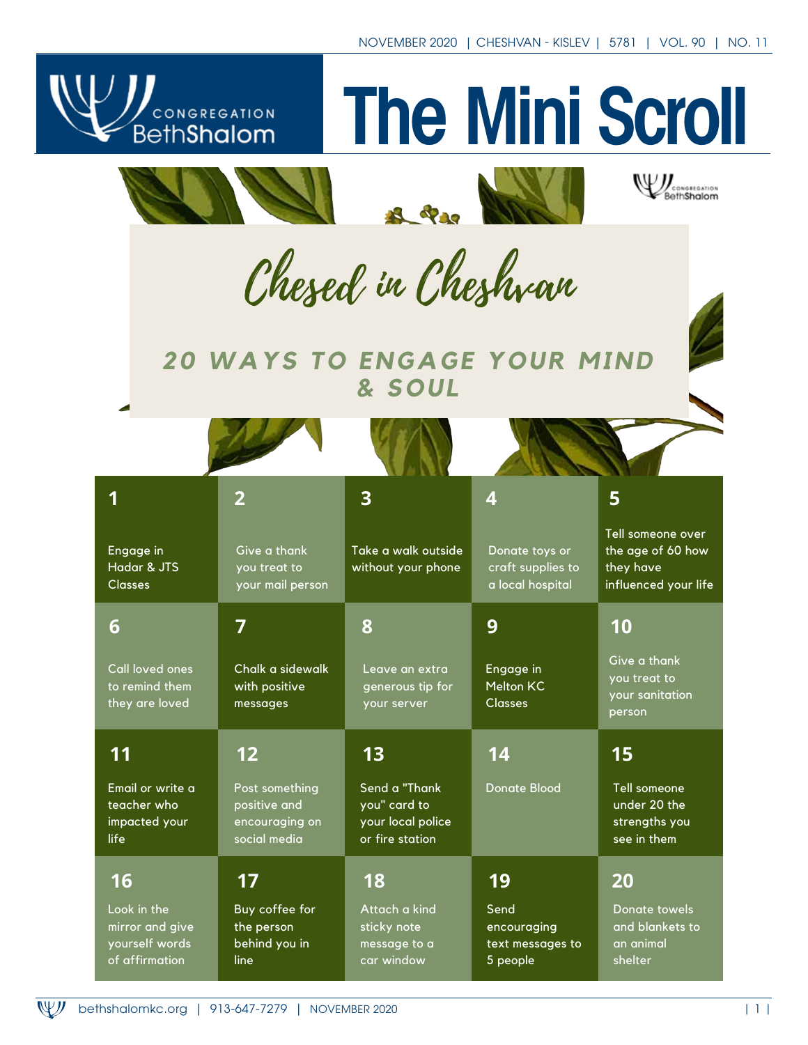# The Mini Scroll

## Chesed in Cheshvan

### 20 WAYS TO ENGAGE YOUR MIND & SOUL

| | | | | |
|---|---|---|---|---|
| **1** Engage in Hadar & JTS Classes | **2** Give a thank you treat to your mail person | **3** Take a walk outside without your phone | **4** Donate toys or craft supplies to a local hospital | **5** Tell someone over the age of 60 how they have influenced your life |
| **6** Call loved ones to remind them they are loved | **7** Chalk a sidewalk with positive messages | **8** Leave an extra generous tip for your server | **9** Engage in Melton KC Classes | **10** Give a thank you treat to your sanitation person |
| **11** Email or write a teacher who impacted your life | **12** Post something positive and encouraging on social media | **13** Send a "Thank you" card to your local police or fire station | **14** Donate Blood | **15** Tell someone under 20 the strengths you see in them |
| **16** Look in the mirror and give yourself words of affirmation | **17** Buy coffee for the person behind you in line | **18** Attach a kind sticky note message to a car window | **19** Send encouraging text messages to 5 people | **20** Donate towels and blankets to an animal shelter |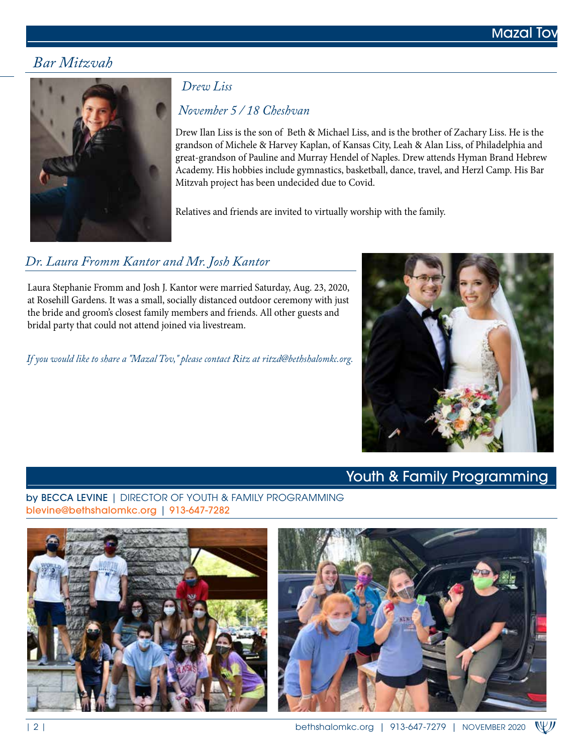# Mazal Tov

## *Bar Mitzvah*

### *Drew Liss*

### *November 5 / 18 Cheshvan*

Drew Ilan Liss is the son of Beth & Michael Liss, and is the brother of Zachary Liss. He is the grandson of Michele & Harvey Kaplan, of Kansas City, Leah & Alan Liss, of Philadelphia and great-grandson of Pauline and Murray Hendel of Naples. Drew attends Hyman Brand Hebrew Academy. His hobbies include gymnastics, basketball, dance, travel, and Herzl Camp. His Bar Mitzvah project has been undecided due to Covid.

Relatives and friends are invited to virtually worship with the family.

## *Dr. Laura Fromm Kantor and Mr. Josh Kantor*

Laura Stephanie Fromm and Josh J. Kantor were married Saturday, Aug. 23, 2020, at Rosehill Gardens. It was a small, socially distanced outdoor ceremony with just the bride and groom's closest family members and friends. All other guests and bridal party that could not attend joined via livestream.

*If you would like to share a "Mazal Tov," please contact Ritz at ritzd@bethshalomkc.org.*

# Youth & Family Programming

by BECCA LEVINE | DIRECTOR OF YOUTH & FAMILY PROGRAMMING
blevine@bethshalomkc.org | 913-647-7282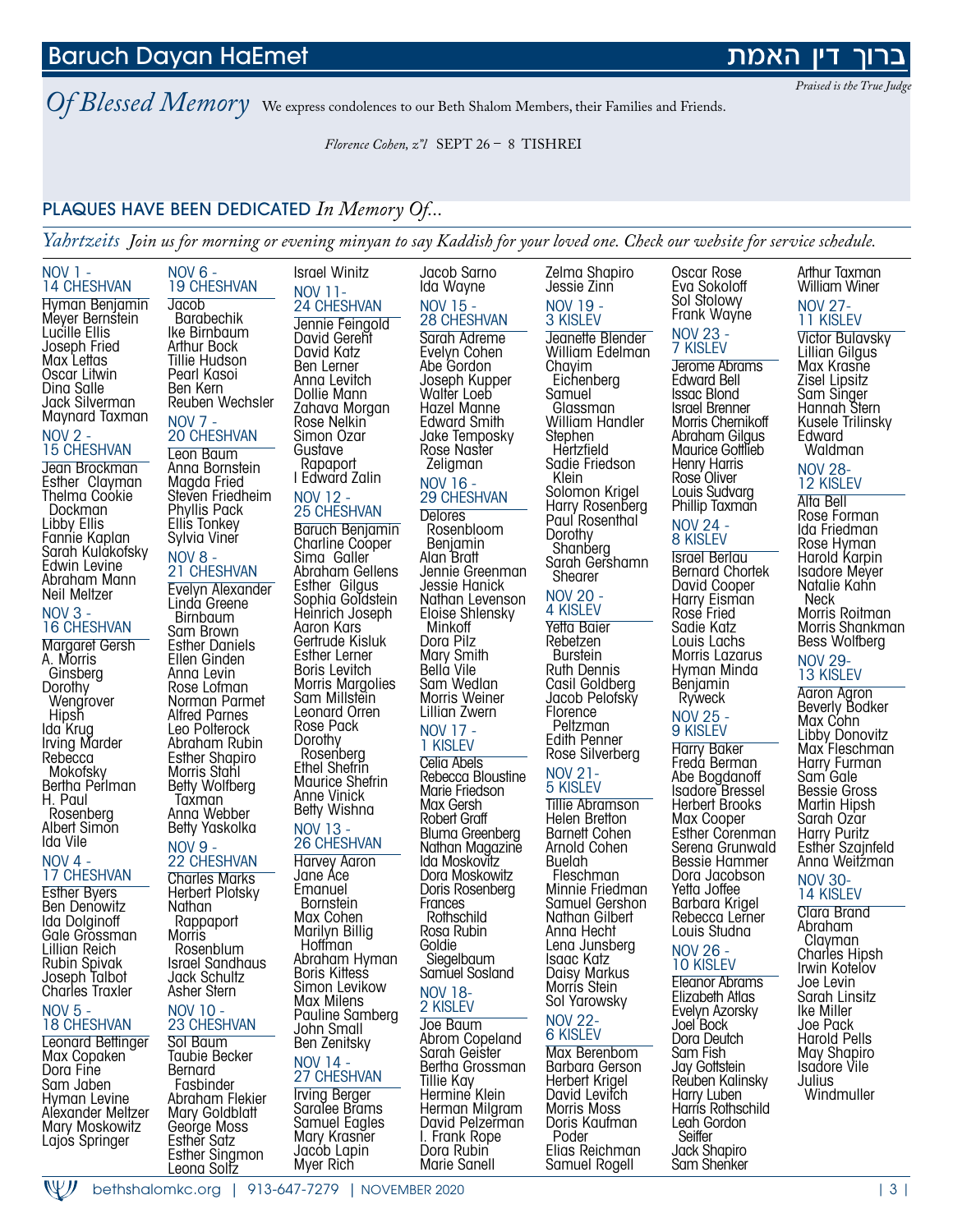# Baruch Dayan HaEmet

# ברוך דין האמת

*Praised is the True Judge*

## *Of Blessed Memory*

We express condolences to our Beth Shalom Members, their Families and Friends.

*Florence Cohen, z"l* SEPT 26 – 8 TISHREI

## PLAQUES HAVE BEEN DEDICATED *In Memory Of...*

*Yahrtzeits* *Join us for morning or evening minyan to say Kaddish for your loved one. Check our website for service schedule.*

### NOV 1 - 14 CHESHVAN
Hyman Benjamin
Meyer Bernstein
Lucille Ellis
Joseph Fried
Max Lettas
Oscar Litwin
Dina Salle
Jack Silverman
Maynard Taxman

### NOV 2 - 15 CHESHVAN
Jean Brockman
Esther Clayman
Thelma Cookie Dockman
Libby Ellis
Fannie Kaplan
Sarah Kulakofsky
Edwin Levine
Abraham Mann
Neil Meltzer

### NOV 3 - 16 CHESHVAN
Margaret Gersh
A. Morris Ginsberg
Dorothy Wengrover Hipsh
Ida Krug
Irving Marder
Rebecca Mokofsky
Bertha Perlman
H. Paul Rosenberg
Albert Simon
Ida Vile

### NOV 4 - 17 CHESHVAN
Esther Byers
Ben Denowitz
Ida Dolginoff
Gale Grossman
Lillian Reich
Rubin Spivak
Joseph Talbot
Charles Traxler

### NOV 5 - 18 CHESHVAN
Leonard Bettinger
Max Copaken
Dora Fine
Sam Jaben
Hyman Levine
Alexander Meltzer
Mary Moskowitz
Lajos Springer

### NOV 6 - 19 CHESHVAN
Jacob Barabechik
Ike Birnbaum
Arthur Bock
Tillie Hudson
Pearl Kasoi
Ben Kern
Reuben Wechsler

### NOV 7 - 20 CHESHVAN
Leon Baum
Anna Bornstein
Magda Fried
Steven Friedheim
Phyllis Pack
Ellis Tonkey
Sylvia Viner

### NOV 8 - 21 CHESHVAN
Evelyn Alexander
Linda Greene Birnbaum
Sam Brown
Esther Daniels
Ellen Ginden
Anna Levin
Rose Lofman
Norman Parmet
Alfred Parnes
Leo Polterock
Abraham Rubin
Esther Shapiro
Morris Stahl
Betty Wolfberg Taxman
Anna Webber
Betty Yaskolka

### NOV 9 - 22 CHESHVAN
Charles Marks
Herbert Plotsky
Nathan Rappaport
Morris Rosenblum
Israel Sandhaus
Jack Schultz
Asher Stern

### NOV 10 - 23 CHESHVAN
Sol Baum
Taubie Becker
Bernard Fasbinder
Abraham Flekier
Mary Goldblatt
George Moss
Esther Satz
Esther Singmon
Leona Soltz
Israel Winitz

### NOV 11- 24 CHESHVAN
Jennie Feingold
David Gereht
David Katz
Ben Lerner
Anna Levitch
Dollie Mann
Zahava Morgan
Rose Nelkin
Simon Ozar
Gustave Rapaport
I Edward Zalin

### NOV 12 - 25 CHESHVAN
Baruch Benjamin
Charline Cooper
Sima Galler
Abraham Gellens
Esther Gilgus
Sophia Goldstein
Heinrich Joseph
Aaron Kars
Gertrude Kisluk
Esther Lerner
Boris Levitch
Morris Margolies
Sam Millstein
Leonard Orren
Rose Pack
Dorothy Rosenberg
Ethel Shefrin
Maurice Shefrin
Anne Vinick
Betty Wishna

### NOV 13 - 26 CHESHVAN
Harvey Aaron
Jane Ace
Emanuel Bornstein
Max Cohen
Marilyn Billig Hoffman
Abraham Hyman
Boris Kittess
Simon Levikow
Max Milens
Pauline Samberg
John Small
Ben Zenitsky

### NOV 14 - 27 CHESHVAN
Irving Berger
Saralee Brams
Samuel Eagles
Mary Krasner
Jacob Lapin
Myer Rich
Jacob Sarno
Ida Wayne

### NOV 15 - 28 CHESHVAN
Sarah Adreme
Evelyn Cohen
Abe Gordon
Joseph Kupper
Walter Loeb
Hazel Manne
Edward Smith
Jake Temposky
Rose Naster Zeligman

### NOV 16 - 29 CHESHVAN
Delores Rosenbloom Benjamin
Alan Bratt
Jennie Greenman
Jessie Hanick
Nathan Levenson
Eloise Shlensky Minkoff
Dora Pilz
Mary Smith
Bella Vile
Sam Wedlan
Morris Weiner
Lillian Zwern

### NOV 17 - 1 KISLEV
Celia Abels
Rebecca Bloustine
Marie Friedson
Max Gersh
Robert Graff
Bluma Greenberg
Nathan Magazine
Ida Moskovitz
Dora Moskowitz
Doris Rosenberg
Frances Rothschild
Rosa Rubin
Goldie Siegelbaum
Samuel Sosland

### NOV 18- 2 KISLEV
Joe Baum
Abrom Copeland
Sarah Geister
Bertha Grossman
Tillie Kay
Hermine Klein
Herman Milgram
David Pelzerman
I. Frank Rope
Dora Rubin
Marie Sanell
Zelma Shapiro
Jessie Zinn

### NOV 19 - 3 KISLEV
Jeanette Blender
William Edelman
Chayim Eichenberg
Samuel Glassman
William Handler
Stephen Hertzfield
Sadie Friedson Klein
Solomon Krigel
Harry Rosenberg
Paul Rosenthal
Dorothy Shanberg
Sarah Gershamn Shearer

### NOV 20 - 4 KISLEV
Yetta Baier
Rebetzen Burstein
Ruth Dennis
Casil Goldberg
Jacob Pelofsky
Florence Peltzman
Edith Penner
Rose Silverberg

### NOV 21- 5 KISLEV
Tillie Abramson
Helen Bretton
Barnett Cohen
Arnold Cohen
Buelah Fleschman
Minnie Friedman
Samuel Gershon
Nathan Gilbert
Anna Hecht
Lena Junsberg
Isaac Katz
Daisy Markus
Morris Stein
Sol Yarowsky

### NOV 22- 6 KISLEV
Max Berenbom
Barbara Gerson
Herbert Krigel
David Levitch
Morris Moss
Doris Kaufman Poder
Elias Reichman
Samuel Rogell
Oscar Rose
Eva Sokoloff
Sol Stolowy
Frank Wayne

### NOV 23 - 7 KISLEV
Jerome Abrams
Edward Bell
Issac Blond
Israel Brenner
Morris Chernikoff
Abraham Gilgus
Maurice Gottlieb
Henry Harris
Rose Oliver
Louis Sudvarg
Phillip Taxman

### NOV 24 - 8 KISLEV
Israel Berlau
Bernard Chortek
David Cooper
Harry Eisman
Rose Fried
Sadie Katz
Louis Lachs
Morris Lazarus
Hyman Minda
Benjamin Ryweck

### NOV 25 - 9 KISLEV
Harry Baker
Freda Berman
Abe Bogdanoff
Isadore Bressel
Herbert Brooks
Max Cooper
Esther Corenman
Serena Grunwald
Bessie Hammer
Dora Jacobson
Yetta Joffee
Barbara Krigel
Rebecca Lerner
Louis Studna

### NOV 26 - 10 KISLEV
Eleanor Abrams
Elizabeth Atlas
Evelyn Azorsky
Joel Bock
Dora Deutch
Sam Fish
Jay Gottstein
Reuben Kalinsky
Harry Luben
Harris Rothschild
Leah Gordon Seiffer
Jack Shapiro
Sam Shenker
Arthur Taxman
William Winer

### NOV 27- 11 KISLEV
Victor Bulavsky
Lillian Gilgus
Max Krasne
Zisel Lipsitz
Sam Singer
Hannah Stern
Kusele Trilinsky
Edward Waldman

### NOV 28- 12 KISLEV
Alta Bell
Rose Forman
Ida Friedman
Rose Hyman
Harold Karpin
Isadore Meyer
Natalie Kahn Neck
Morris Roitman
Morris Shankman
Bess Wolfberg

### NOV 29- 13 KISLEV
Aaron Agron
Beverly Bodker
Max Cohn
Libby Donovitz
Max Fleschman
Harry Furman
Sam Gale
Bessie Gross
Martin Hipsh
Sarah Ozar
Harry Puritz
Esther Szajnfeld
Anna Weitzman

### NOV 30- 14 KISLEV
Clara Brand
Abraham Clayman
Charles Hipsh
Irwin Kotelov
Joe Levin
Sarah Linsitz
Ike Miller
Joe Pack
Harold Pells
May Shapiro
Isadore Vile
Julius Windmuller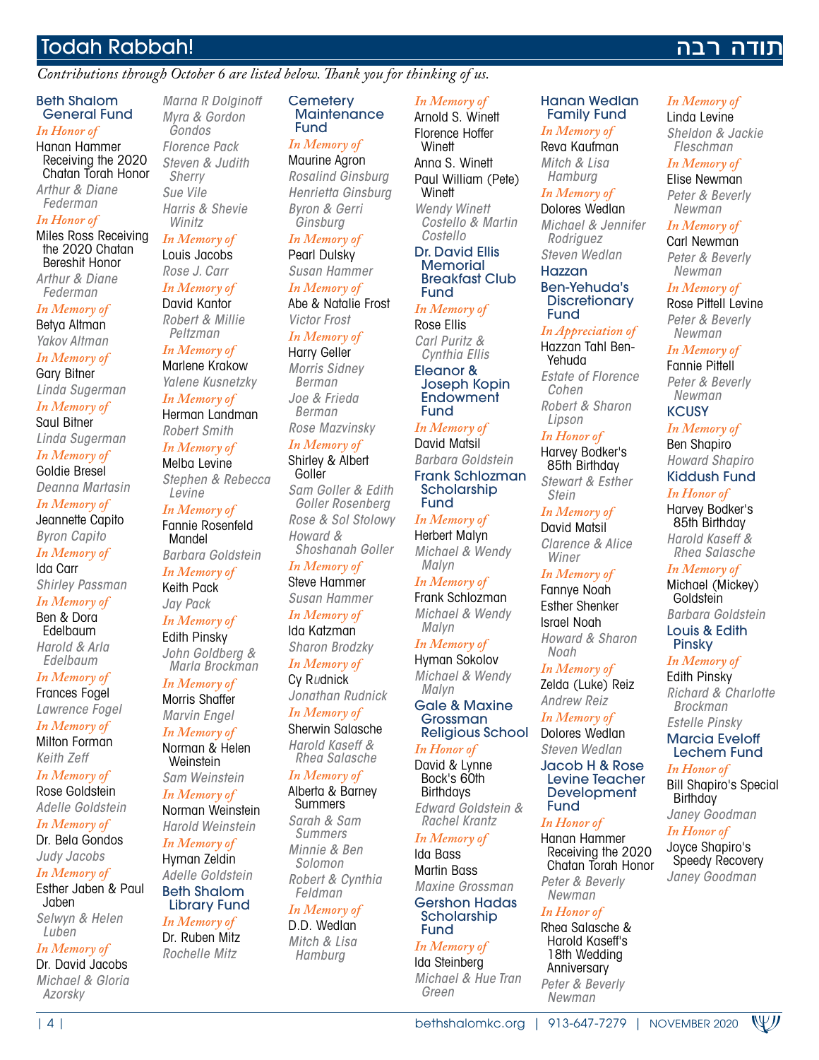# Todah Rabbah! תודה רבה

*Contributions through October 6 are listed below. Thank you for thinking of us.*

## Beth Shalom General Fund

*In Honor of*
Hanan Hammer Receiving the 2020 Chatan Torah Honor
*Arthur & Diane Federman*

*In Honor of*
Miles Ross Receiving the 2020 Chatan Bereshit Honor
*Arthur & Diane Federman*

*In Memory of*
Betya Altman
*Yakov Altman*

*In Memory of*
Gary Bitner
*Linda Sugerman*

*In Memory of*
Saul Bitner
*Linda Sugerman*

*In Memory of*
Goldie Bresel
*Deanna Martasin*

*In Memory of*
Jeannette Capito
*Byron Capito*

*In Memory of*
Ida Carr
*Shirley Passman*

*In Memory of*
Ben & Dora Edelbaum
*Harold & Arla Edelbaum*

*In Memory of*
Frances Fogel
*Lawrence Fogel*

*In Memory of*
Milton Forman
*Keith Zeff*

*In Memory of*
Rose Goldstein
*Adelle Goldstein*

*In Memory of*
Dr. Bela Gondos
*Judy Jacobs*

*In Memory of*
Esther Jaben & Paul Jaben
*Selwyn & Helen Luben*

*In Memory of*
Dr. David Jacobs
*Michael & Gloria Azorsky*
*Marna R Dolginoff*
*Myra & Gordon Gondos*
*Florence Pack*
*Steven & Judith Sherry*
*Sue Vile*
*Harris & Shevie Winitz*

*In Memory of*
Louis Jacobs
*Rose J. Carr*

*In Memory of*
David Kantor
*Robert & Millie Peltzman*

*In Memory of*
Marlene Krakow
*Yalene Kusnetzky*

*In Memory of*
Herman Landman
*Robert Smith*

*In Memory of*
Melba Levine
*Stephen & Rebecca Levine*

*In Memory of*
Fannie Rosenfeld Mandel
*Barbara Goldstein*

*In Memory of*
Keith Pack
*Jay Pack*

*In Memory of*
Edith Pinsky
*John Goldberg & Marla Brockman*

*In Memory of*
Morris Shaffer
*Marvin Engel*

*In Memory of*
Norman & Helen Weinstein
*Sam Weinstein*

*In Memory of*
Norman Weinstein
*Harold Weinstein*

*In Memory of*
Hyman Zeldin
*Adelle Goldstein*

## Beth Shalom Library Fund

*In Memory of*
Dr. Ruben Mitz
*Rochelle Mitz*

## Cemetery Maintenance Fund

*In Memory of*
Maurine Agron
*Rosalind Ginsburg*
*Henrietta Ginsburg*
*Byron & Gerri Ginsburg*

*In Memory of*
Pearl Dulsky
*Susan Hammer*

*In Memory of*
Abe & Natalie Frost
*Victor Frost*

*In Memory of*
Harry Geller
*Morris Sidney Berman*
*Joe & Frieda Berman*
*Rose Mazvinsky*

*In Memory of*
Shirley & Albert Goller
*Sam Goller & Edith Goller Rosenberg*
*Rose & Sol Stolowy*
*Howard & Shoshanah Goller*

*In Memory of*
Steve Hammer
*Susan Hammer*

*In Memory of*
Ida Katzman
*Sharon Brodzky*

*In Memory of*
Cy Rudnick
*Jonathan Rudnick*

*In Memory of*
Sherwin Salasche
*Harold Kaseff & Rhea Salasche*

*In Memory of*
Alberta & Barney Summers
*Sarah & Sam Summers*
*Minnie & Ben Solomon*
*Robert & Cynthia Feldman*

*In Memory of*
D.D. Wedlan
*Mitch & Lisa Hamburg*

*In Memory of*
Arnold S. Winett
Florence Hoffer Winett
Anna S. Winett
Paul William (Pete) Winett
*Wendy Winett Costello & Martin Costello*

## Dr. David Ellis Memorial Breakfast Club Fund

*In Memory of*
Rose Ellis
*Carl Puritz & Cynthia Ellis*

## Eleanor & Joseph Kopin Endowment Fund

*In Memory of*
David Matsil
*Barbara Goldstein*

## Frank Schlozman Scholarship Fund

*In Memory of*
Herbert Malyn
*Michael & Wendy Malyn*

*In Memory of*
Frank Schlozman
*Michael & Wendy Malyn*

*In Memory of*
Hyman Sokolov
*Michael & Wendy Malyn*

## Gale & Maxine Grossman Religious School

*In Honor of*
David & Lynne Bock's 60th Birthdays
*Edward Goldstein & Rachel Krantz*

*In Memory of*
Ida Bass
Martin Bass
*Maxine Grossman*

## Gershon Hadas Scholarship Fund

*In Memory of*
Ida Steinberg
*Michael & Hue Tran Green*

## Hanan Wedlan Family Fund

*In Memory of*
Reva Kaufman
*Mitch & Lisa Hamburg*

*In Memory of*
Dolores Wedlan
*Michael & Jennifer Rodriguez*
*Steven Wedlan*

## Hazzan Ben-Yehuda's Discretionary Fund

*In Appreciation of*
Hazzan Tahl Ben-Yehuda
*Estate of Florence Cohen*
*Robert & Sharon Lipson*

*In Honor of*
Harvey Bodker's 85th Birthday
*Stewart & Esther Stein*

*In Memory of*
David Matsil
*Clarence & Alice Winer*

*In Memory of*
Fannye Noah
Esther Shenker
Israel Noah
*Howard & Sharon Noah*

*In Memory of*
Zelda (Luke) Reiz
*Andrew Reiz*

*In Memory of*
Dolores Wedlan
*Steven Wedlan*

## Jacob H & Rose Levine Teacher Development Fund

*In Honor of*
Hanan Hammer Receiving the 2020 Chatan Torah Honor
*Peter & Beverly Newman*

*In Honor of*
Rhea Salasche & Harold Kaseff's 18th Wedding Anniversary
*Peter & Beverly Newman*

*In Memory of*
Linda Levine
*Sheldon & Jackie Fleschman*

*In Memory of*
Elise Newman
*Peter & Beverly Newman*

*In Memory of*
Carl Newman
*Peter & Beverly Newman*

*In Memory of*
Rose Pittell Levine
*Peter & Beverly Newman*

*In Memory of*
Fannie Pittell
*Peter & Beverly Newman*

## KCUSY

*In Memory of*
Ben Shapiro
*Howard Shapiro*

## Kiddush Fund

*In Honor of*
Harvey Bodker's 85th Birthday
*Harold Kaseff & Rhea Salasche*

*In Memory of*
Michael (Mickey) Goldstein
*Barbara Goldstein*

## Louis & Edith Pinsky

*In Memory of*
Edith Pinsky
*Richard & Charlotte Brockman*
*Estelle Pinsky*

## Marcia Eveloff Lechem Fund

*In Honor of*
Bill Shapiro's Special Birthday
*Janey Goodman*

*In Honor of*
Joyce Shapiro's Speedy Recovery
*Janey Goodman*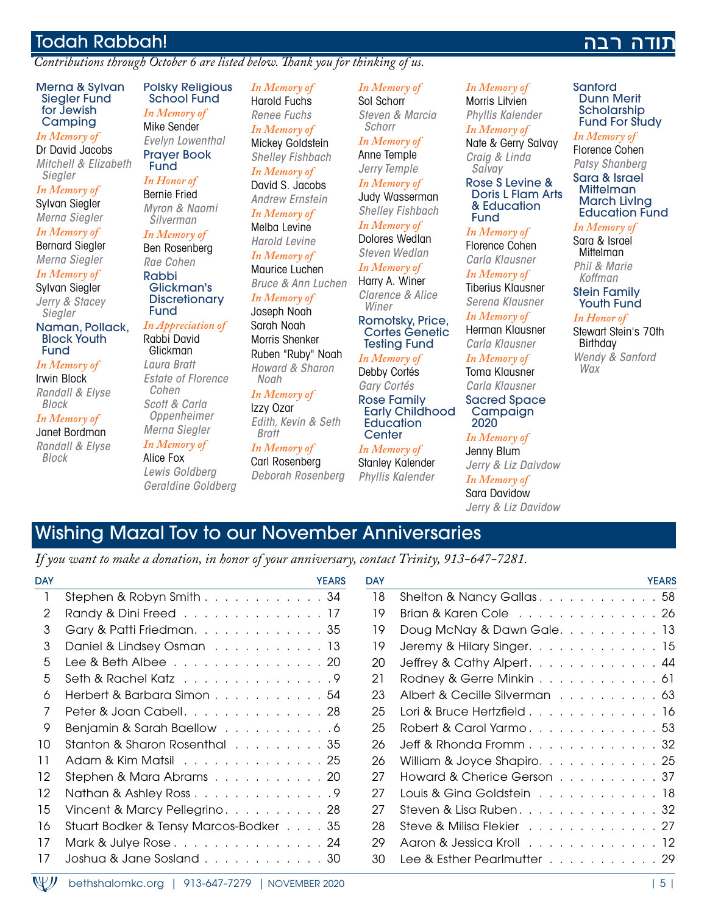## Todah Rabbah! תודה רבה

*Contributions through October 6 are listed below. Thank you for thinking of us.*

### Merna & Sylvan Siegler Fund for Jewish Camping

*In Memory of*
Dr David Jacobs
*Mitchell & Elizabeth Siegler*

*In Memory of*
Sylvan Siegler
*Merna Siegler*

*In Memory of*
Bernard Siegler
*Merna Siegler*

*In Memory of*
Sylvan Siegler
*Jerry & Stacey Siegler*

### Naman, Pollack, Block Youth Fund

*In Memory of*
Irwin Block
*Randall & Elyse Block*

*In Memory of*
Janet Bordman
*Randall & Elyse Block*

### Polsky Religious School Fund

*In Memory of*
Mike Sender
*Evelyn Lowenthal*

### Prayer Book Fund

*In Honor of*
Bernie Fried
*Myron & Naomi Silverman*

*In Memory of*
Ben Rosenberg
*Rae Cohen*

### Rabbi Glickman's Discretionary Fund

*In Appreciation of*
Rabbi David Glickman
*Laura Bratt*
*Estate of Florence Cohen*
*Scott & Carla Oppenheimer*
*Merna Siegler*

*In Memory of*
Alice Fox
*Lewis Goldberg*
*Geraldine Goldberg*

*In Memory of*
Harold Fuchs
*Renee Fuchs*

*In Memory of*
Mickey Goldstein
*Shelley Fishbach*

*In Memory of*
David S. Jacobs
*Andrew Ernstein*

*In Memory of*
Melba Levine
*Harold Levine*

*In Memory of*
Maurice Luchen
*Bruce & Ann Luchen*

*In Memory of*
Joseph Noah
Sarah Noah
Morris Shenker
Ruben "Ruby" Noah
*Howard & Sharon Noah*

*In Memory of*
Izzy Ozar
*Edith, Kevin & Seth Bratt*

*In Memory of*
Carl Rosenberg
*Deborah Rosenberg*

*In Memory of*
Sol Schorr
*Steven & Marcia Schorr*

*In Memory of*
Anne Temple
*Jerry Temple*

*In Memory of*
Judy Wasserman
*Shelley Fishbach*

*In Memory of*
Dolores Wedlan
*Steven Wedlan*

*In Memory of*
Harry A. Winer
*Clarence & Alice Winer*

### Romotsky, Price, Cortes Genetic Testing Fund

*In Memory of*
Debby Cortés
*Gary Cortés*

### Rose Family Early Childhood Education Center

*In Memory of*
Stanley Kalender
*Phyllis Kalender*

*In Memory of*
Morris Litvien
*Phyllis Kalender*

*In Memory of*
Nate & Gerry Salvay
*Craig & Linda Salvay*

### Rose S Levine & Doris L Flam Arts & Education Fund

*In Memory of*
Florence Cohen
*Carla Klausner*

*In Memory of*
Tiberius Klausner
*Serena Klausner*

*In Memory of*
Herman Klausner
*Carla Klausner*

*In Memory of*
Toma Klausner
*Carla Klausner*

### Sacred Space Campaign 2020

*In Memory of*
Jenny Blum
*Jerry & Liz Daivdow*

*In Memory of*
Sara Davidow
*Jerry & Liz Davidow*

### Sanford Dunn Merit Scholarship Fund For Study

*In Memory of*
Florence Cohen
*Patsy Shanberg*

### Sara & Israel Mittelman March Living Education Fund

*In Memory of*
Sara & Israel Mittelman
*Phil & Marie Koffman*

### Stein Family Youth Fund

*In Honor of*
Stewart Stein's 70th Birthday
*Wendy & Sanford Wax*

## Wishing Mazal Tov to our November Anniversaries

*If you want to make a donation, in honor of your anniversary, contact Trinity, 913-647-7281.*

| DAY | | YEARS |
|---|---|---|
| 1 | Stephen & Robyn Smith | 34 |
| 2 | Randy & Dini Freed | 17 |
| 3 | Gary & Patti Friedman | 35 |
| 3 | Daniel & Lindsey Osman | 13 |
| 5 | Lee & Beth Albee | 20 |
| 5 | Seth & Rachel Katz | 9 |
| 6 | Herbert & Barbara Simon | 54 |
| 7 | Peter & Joan Cabell | 28 |
| 9 | Benjamin & Sarah Baellow | 6 |
| 10 | Stanton & Sharon Rosenthal | 35 |
| 11 | Adam & Kim Matsil | 25 |
| 12 | Stephen & Mara Abrams | 20 |
| 12 | Nathan & Ashley Ross | 9 |
| 15 | Vincent & Marcy Pellegrino | 28 |
| 16 | Stuart Bodker & Tensy Marcos-Bodker | 35 |
| 17 | Mark & Julye Rose | 24 |
| 17 | Joshua & Jane Sosland | 30 |
| 18 | Shelton & Nancy Gallas | 58 |
| 19 | Brian & Karen Cole | 26 |
| 19 | Doug McNay & Dawn Gale | 13 |
| 19 | Jeremy & Hilary Singer | 15 |
| 20 | Jeffrey & Cathy Alpert | 44 |
| 21 | Rodney & Gerre Minkin | 61 |
| 23 | Albert & Cecille Silverman | 63 |
| 25 | Lori & Bruce Hertzfield | 16 |
| 25 | Robert & Carol Yarmo | 53 |
| 26 | Jeff & Rhonda Fromm | 32 |
| 26 | William & Joyce Shapiro | 25 |
| 27 | Howard & Cherice Gerson | 37 |
| 27 | Louis & Gina Goldstein | 18 |
| 27 | Steven & Lisa Ruben | 32 |
| 28 | Steve & Milisa Flekier | 27 |
| 29 | Aaron & Jessica Kroll | 12 |
| 30 | Lee & Esther Pearlmutter | 29 |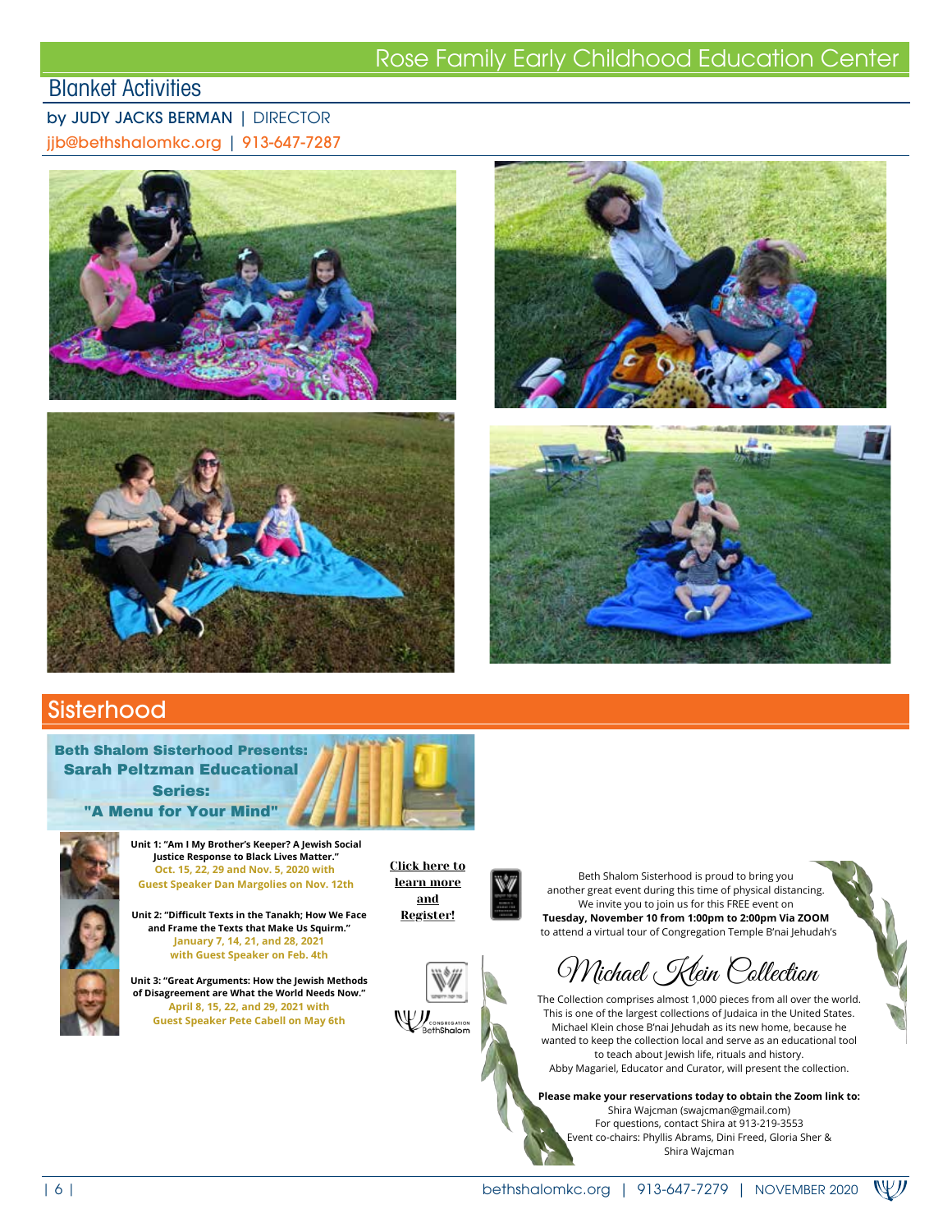# Rose Family Early Childhood Education Center

## Blanket Activities

by JUDY JACKS BERMAN | DIRECTOR

jjb@bethshalomkc.org | 913-647-7287

# Sisterhood

**Beth Shalom Sisterhood Presents: Sarah Peltzman Educational Series: "A Menu for Your Mind"**

**Unit 1: "Am I My Brother's Keeper? A Jewish Social Justice Response to Black Lives Matter."**
Oct. 15, 22, 29 and Nov. 5, 2020 with Guest Speaker Dan Margolies on Nov. 12th

**Unit 2: "Difficult Texts in the Tanakh; How We Face and Frame the Texts that Make Us Squirm."**
January 7, 14, 21, and 28, 2021 with Guest Speaker on Feb. 4th

**Unit 3: "Great Arguments: How the Jewish Methods of Disagreement are What the World Needs Now."**
April 8, 15, 22, and 29, 2021 with Guest Speaker Pete Cabell on May 6th

**Click here to learn more and Register!**

Beth Shalom Sisterhood is proud to bring you another great event during this time of physical distancing. We invite you to join us for this FREE event on **Tuesday, November 10 from 1:00pm to 2:00pm Via ZOOM** to attend a virtual tour of Congregation Temple B'nai Jehudah's

## *Michael Klein Collection*

The Collection comprises almost 1,000 pieces from all over the world. This is one of the largest collections of Judaica in the United States. Michael Klein chose B'nai Jehudah as its new home, because he wanted to keep the collection local and serve as an educational tool to teach about Jewish life, rituals and history. Abby Magariel, Educator and Curator, will present the collection.

**Please make your reservations today to obtain the Zoom link to:**
Shira Wajcman (swajcman@gmail.com)
For questions, contact Shira at 913-219-3553
Event co-chairs: Phyllis Abrams, Dini Freed, Gloria Sher & Shira Wajcman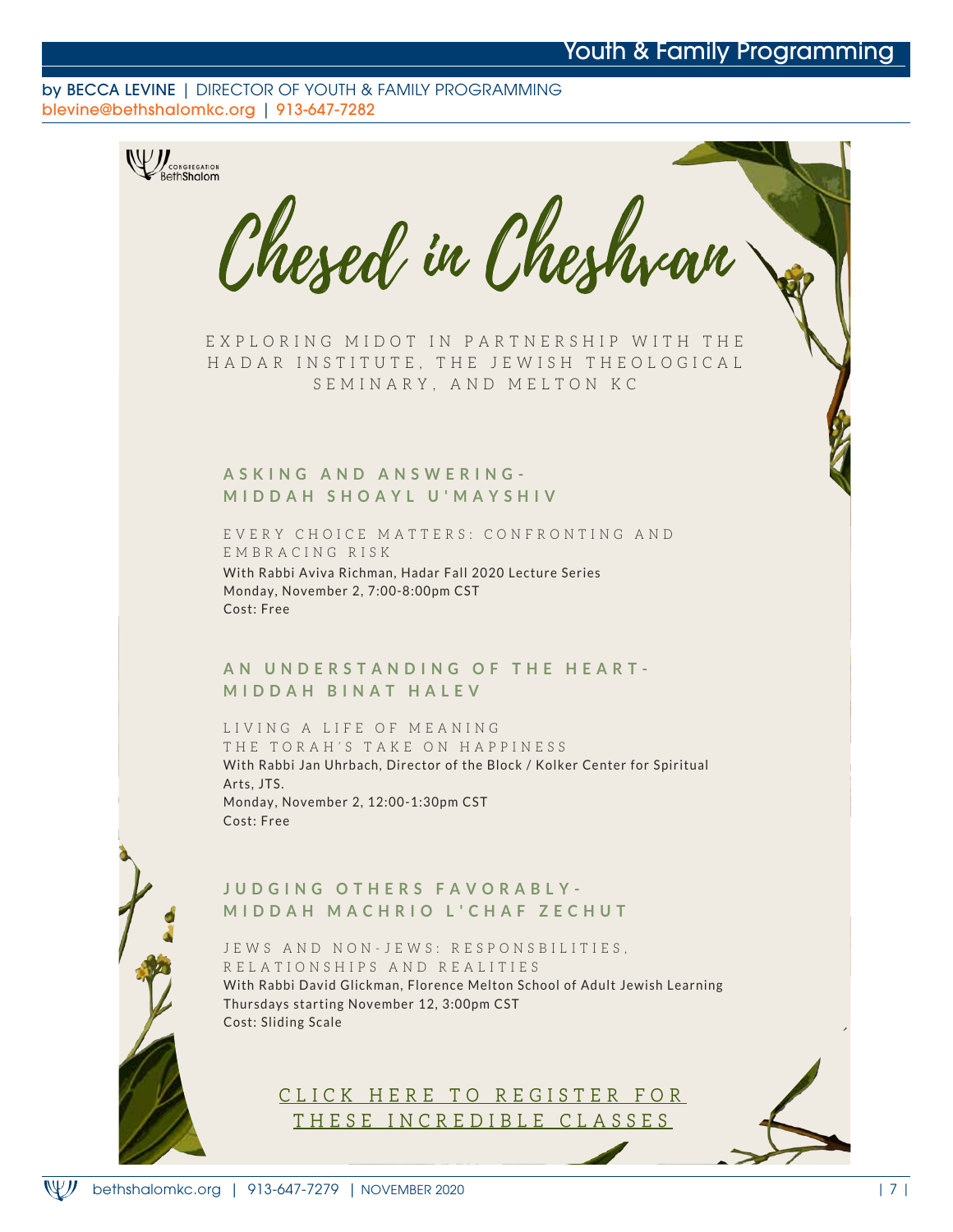# Youth & Family Programming

by BECCA LEVINE | DIRECTOR OF YOUTH & FAMILY PROGRAMMING
blevine@bethshalomkc.org | 913-647-7282

Congregation BethShalom

## Chesed in Cheshvan

EXPLORING MIDOT IN PARTNERSHIP WITH THE HADAR INSTITUTE, THE JEWISH THEOLOGICAL SEMINARY, AND MELTON KC

### ASKING AND ANSWERING- MIDDAH SHOAYL U'MAYSHIV

EVERY CHOICE MATTERS: CONFRONTING AND EMBRACING RISK

With Rabbi Aviva Richman, Hadar Fall 2020 Lecture Series
Monday, November 2, 7:00-8:00pm CST
Cost: Free

### AN UNDERSTANDING OF THE HEART- MIDDAH BINAT HALEV

LIVING A LIFE OF MEANING
THE TORAH'S TAKE ON HAPPINESS

With Rabbi Jan Uhrbach, Director of the Block / Kolker Center for Spiritual Arts, JTS.
Monday, November 2, 12:00-1:30pm CST
Cost: Free

### JUDGING OTHERS FAVORABLY- MIDDAH MACHRIO L'CHAF ZECHUT

JEWS AND NON-JEWS: RESPONSBILITIES, RELATIONSHIPS AND REALITIES

With Rabbi David Glickman, Florence Melton School of Adult Jewish Learning
Thursdays starting November 12, 3:00pm CST
Cost: Sliding Scale

CLICK HERE TO REGISTER FOR THESE INCREDIBLE CLASSES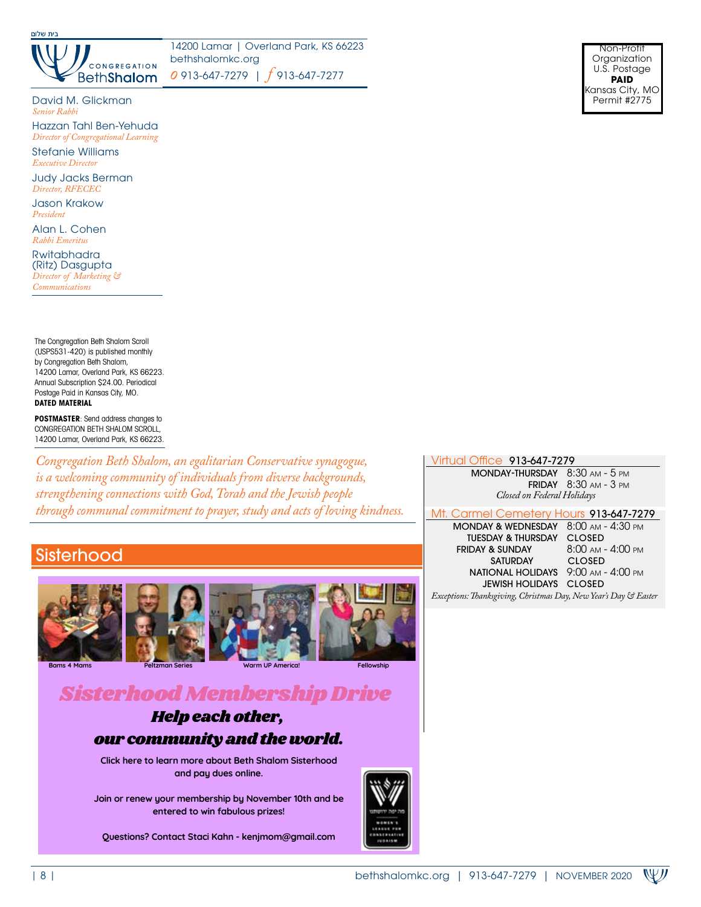בית שלום

CONGREGATION BethShalom

14200 Lamar | Overland Park, KS 66223
bethshalomkc.org
O 913-647-7279 | f 913-647-7277

Non-Profit Organization
U.S. Postage
**PAID**
Kansas City, MO
Permit #2775

David M. Glickman
*Senior Rabbi*

Hazzan Tahl Ben-Yehuda
*Director of Congregational Learning*

Stefanie Williams
*Executive Director*

Judy Jacks Berman
*Director, RFECEC*

Jason Krakow
*President*

Alan L. Cohen
*Rabbi Emeritus*

Rwitabhadra (Ritz) Dasgupta
*Director of Marketing & Communications*

The Congregation Beth Shalom Scroll (USPS531-420) is published monthly by Congregation Beth Shalom, 14200 Lamar, Overland Park, KS 66223. Annual Subscription $24.00. Periodical Postage Paid in Kansas City, MO.
**DATED MATERIAL**

**POSTMASTER**: Send address changes to CONGREGATION BETH SHALOM SCROLL, 14200 Lamar, Overland Park, KS 66223.

*Congregation Beth Shalom, an egalitarian Conservative synagogue, is a welcoming community of individuals from diverse backgrounds, strengthening connections with God, Torah and the Jewish people through communal commitment to prayer, study and acts of loving kindness.*

## Sisterhood

Bams 4 Mams | Peltzman Series | Warm UP America! | Fellowship

### *Sisterhood Membership Drive*

***Help each other, our community and the world.***

Click here to learn more about Beth Shalom Sisterhood and pay dues online.

Join or renew your membership by November 10th and be entered to win fabulous prizes!

Questions? Contact Staci Kahn - kenjmom@gmail.com

**Virtual Office** 913-647-7279

| | |
|---|---|
| MONDAY-THURSDAY | 8:30 AM - 5 PM |
| FRIDAY | 8:30 AM - 3 PM |

*Closed on Federal Holidays*

**Mt. Carmel Cemetery Hours** 913-647-7279

| | |
|---|---|
| MONDAY & WEDNESDAY | 8:00 AM - 4:30 PM |
| TUESDAY & THURSDAY | CLOSED |
| FRIDAY & SUNDAY | 8:00 AM - 4:00 PM |
| SATURDAY | CLOSED |
| NATIONAL HOLIDAYS | 9:00 AM - 4:00 PM |
| JEWISH HOLIDAYS | CLOSED |

*Exceptions: Thanksgiving, Christmas Day, New Year's Day & Easter*